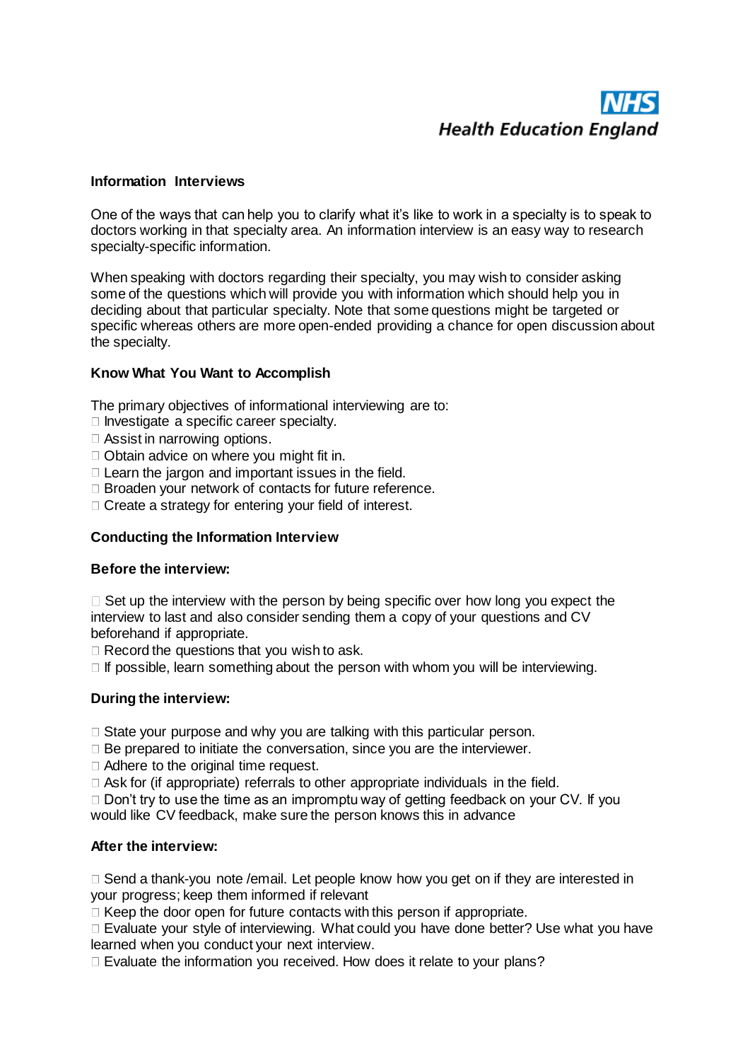**NHS Health Education England**

## Information Interviews

One of the ways that can help you to clarify what it's like to work in a specialty is to speak to doctors working in that specialty area. An information interview is an easy way to research specialty-specific information.

When speaking with doctors regarding their specialty, you may wish to consider asking some of the questions which will provide you with information which should help you in deciding about that particular specialty. Note that some questions might be targeted or specific whereas others are more open-ended providing a chance for open discussion about the specialty.

### Know What You Want to Accomplish

The primary objectives of informational interviewing are to:

- Investigate a specific career specialty.
- Assist in narrowing options.
- Obtain advice on where you might fit in.
- Learn the jargon and important issues in the field.
- Broaden your network of contacts for future reference.
- Create a strategy for entering your field of interest.

### Conducting the Information Interview

#### Before the interview:

- Set up the interview with the person by being specific over how long you expect the interview to last and also consider sending them a copy of your questions and CV beforehand if appropriate.
- Record the questions that you wish to ask.
- If possible, learn something about the person with whom you will be interviewing.

#### During the interview:

- State your purpose and why you are talking with this particular person.
- Be prepared to initiate the conversation, since you are the interviewer.
- Adhere to the original time request.
- Ask for (if appropriate) referrals to other appropriate individuals in the field.
- Don't try to use the time as an impromptu way of getting feedback on your CV. If you would like CV feedback, make sure the person knows this in advance

#### After the interview:

- Send a thank-you note /email. Let people know how you get on if they are interested in your progress; keep them informed if relevant
- Keep the door open for future contacts with this person if appropriate.
- Evaluate your style of interviewing. What could you have done better? Use what you have learned when you conduct your next interview.
- Evaluate the information you received. How does it relate to your plans?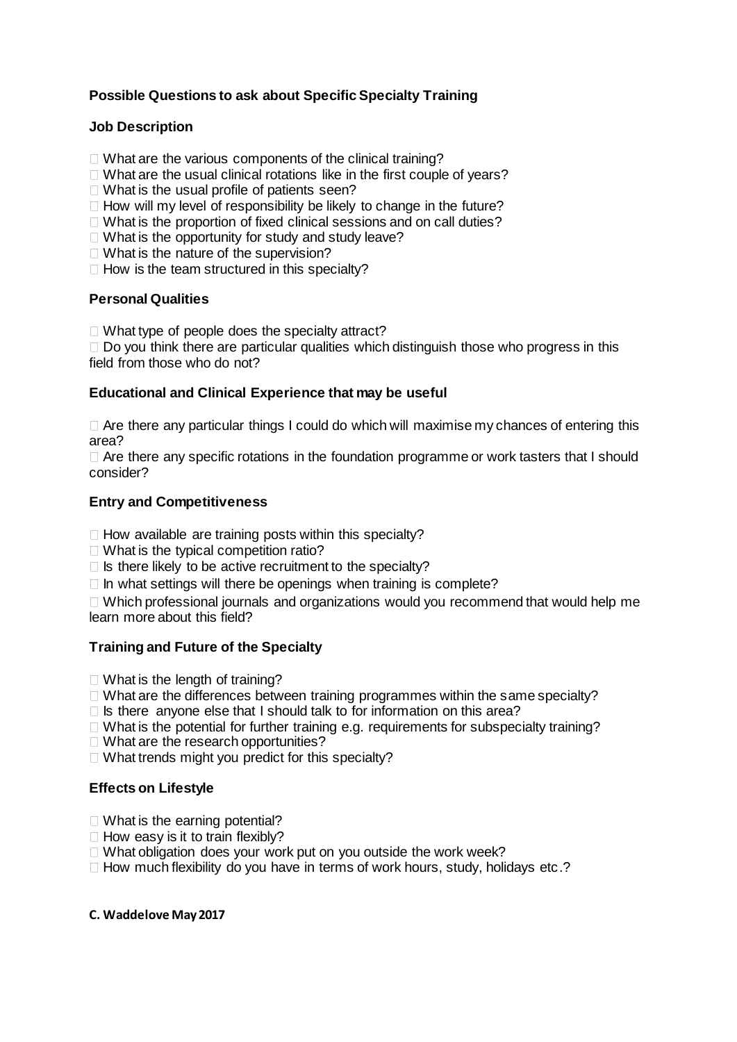**Possible Questions to ask about Specific Specialty Training**

**Job Description**

- What are the various components of the clinical training?
- What are the usual clinical rotations like in the first couple of years?
- What is the usual profile of patients seen?
- How will my level of responsibility be likely to change in the future?
- What is the proportion of fixed clinical sessions and on call duties?
- What is the opportunity for study and study leave?
- What is the nature of the supervision?
- How is the team structured in this specialty?

**Personal Qualities**

- What type of people does the specialty attract?
- Do you think there are particular qualities which distinguish those who progress in this field from those who do not?

**Educational and Clinical Experience that may be useful**

- Are there any particular things I could do which will maximise my chances of entering this area?
- Are there any specific rotations in the foundation programme or work tasters that I should consider?

**Entry and Competitiveness**

- How available are training posts within this specialty?
- What is the typical competition ratio?
- Is there likely to be active recruitment to the specialty?
- In what settings will there be openings when training is complete?
- Which professional journals and organizations would you recommend that would help me learn more about this field?

**Training and Future of the Specialty**

- What is the length of training?
- What are the differences between training programmes within the same specialty?
- Is there anyone else that I should talk to for information on this area?
- What is the potential for further training e.g. requirements for subspecialty training?
- What are the research opportunities?
- What trends might you predict for this specialty?

**Effects on Lifestyle**

- What is the earning potential?
- How easy is it to train flexibly?
- What obligation does your work put on you outside the work week?
- How much flexibility do you have in terms of work hours, study, holidays etc.?

**C. Waddelove May 2017**